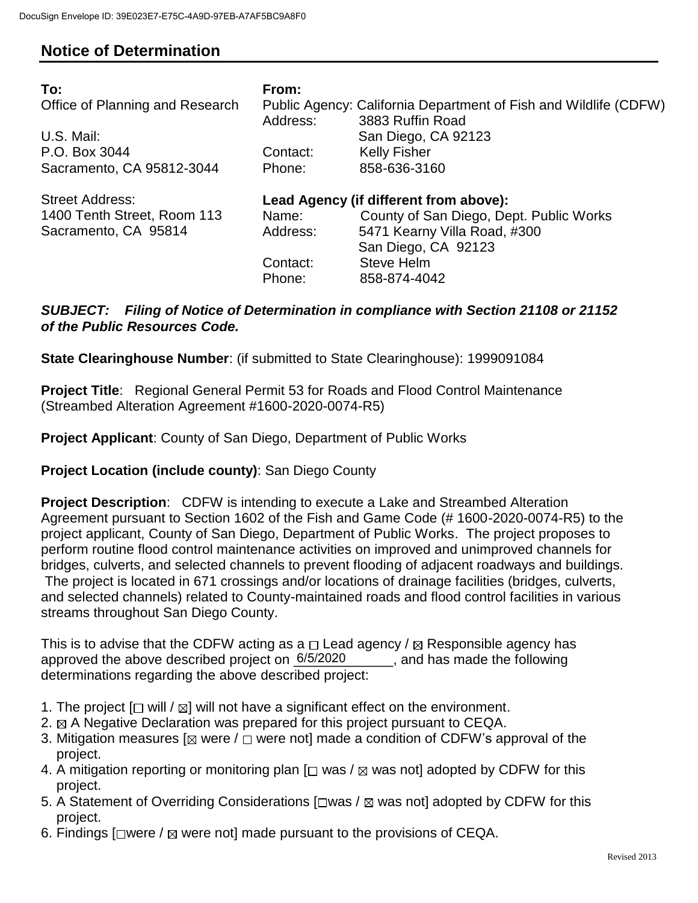DocuSign Envelope ID: 39E023E7-E75C-4A9D-97EB-A7AF5BC9A8F0

## Notice of Determination

| **To:** | **From:** | |
|---|---|---|
| Office of Planning and Research | Public Agency: California Department of Fish and Wildlife (CDFW) | |
| | Address: | 3883 Ruffin Road |
| U.S. Mail: | | San Diego, CA 92123 |
| P.O. Box 3044 | Contact: | Kelly Fisher |
| Sacramento, CA 95812-3044 | Phone: | 858-636-3160 |
| Street Address: | **Lead Agency (if different from above):** | |
| 1400 Tenth Street, Room 113 | Name: | County of San Diego, Dept. Public Works |
| Sacramento, CA 95814 | Address: | 5471 Kearny Villa Road, #300 |
| | | San Diego, CA 92123 |
| | Contact: | Steve Helm |
| | Phone: | 858-874-4042 |

***SUBJECT: Filing of Notice of Determination in compliance with Section 21108 or 21152 of the Public Resources Code.***

**State Clearinghouse Number**: (if submitted to State Clearinghouse): 1999091084

**Project Title**: Regional General Permit 53 for Roads and Flood Control Maintenance (Streambed Alteration Agreement #1600-2020-0074-R5)

**Project Applicant**: County of San Diego, Department of Public Works

**Project Location (include county)**: San Diego County

**Project Description**: CDFW is intending to execute a Lake and Streambed Alteration Agreement pursuant to Section 1602 of the Fish and Game Code (# 1600-2020-0074-R5) to the project applicant, County of San Diego, Department of Public Works. The project proposes to perform routine flood control maintenance activities on improved and unimproved channels for bridges, culverts, and selected channels to prevent flooding of adjacent roadways and buildings. The project is located in 671 crossings and/or locations of drainage facilities (bridges, culverts, and selected channels) related to County-maintained roads and flood control facilities in various streams throughout San Diego County.

This is to advise that the CDFW acting as a ☐ Lead agency / ☒ Responsible agency has approved the above described project on 6/5/2020, and has made the following determinations regarding the above described project:

1. The project [☐ will / ☒] will not have a significant effect on the environment.
2. ☒ A Negative Declaration was prepared for this project pursuant to CEQA.
3. Mitigation measures [☒ were / ☐ were not] made a condition of CDFW's approval of the project.
4. A mitigation reporting or monitoring plan [☐ was / ☒ was not] adopted by CDFW for this project.
5. A Statement of Overriding Considerations [☐was / ☒ was not] adopted by CDFW for this project.
6. Findings [☐were / ☒ were not] made pursuant to the provisions of CEQA.

Revised 2013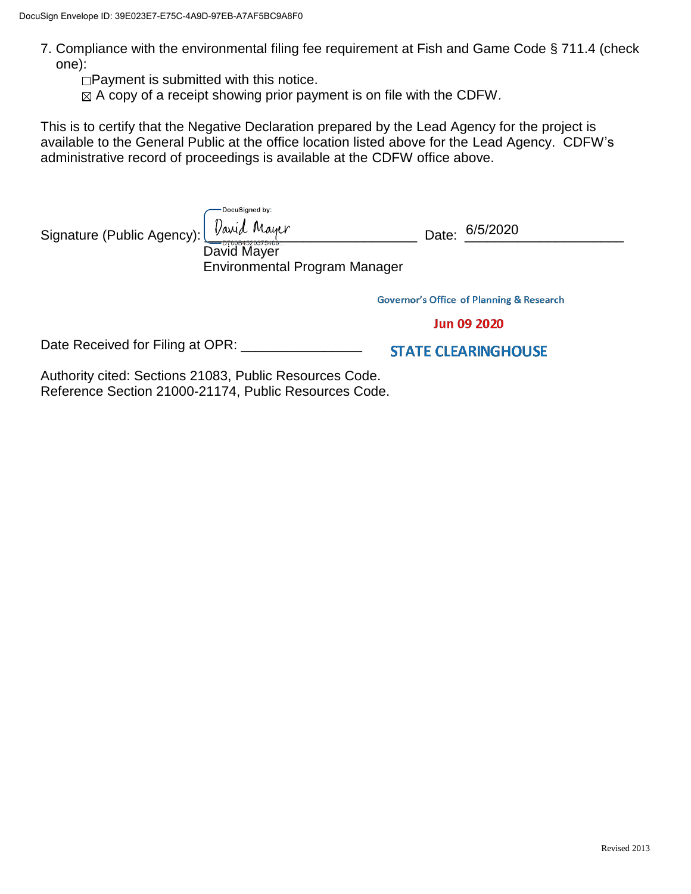7. Compliance with the environmental filing fee requirement at Fish and Game Code § 711.4 (check one):
   - ☐ Payment is submitted with this notice.
   - ☒ A copy of a receipt showing prior payment is on file with the CDFW.

This is to certify that the Negative Declaration prepared by the Lead Agency for the project is available to the General Public at the office location listed above for the Lead Agency. CDFW's administrative record of proceedings is available at the CDFW office above.

Signature (Public Agency): DocuSigned by: David Mayer D70084520375466 Date: 6/5/2020

David Mayer
Environmental Program Manager

Governor's Office of Planning & Research

Jun 09 2020

STATE CLEARINGHOUSE

Date Received for Filing at OPR: _______________

Authority cited: Sections 21083, Public Resources Code.
Reference Section 21000-21174, Public Resources Code.

Revised 2013